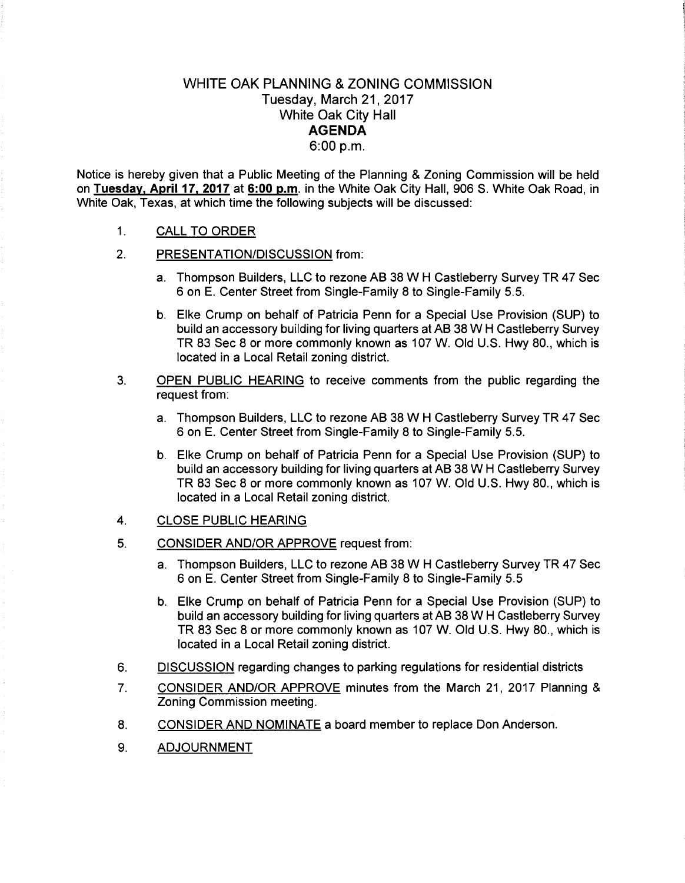# WHITE OAK PLANNING & ZONING COMMISSION
## Tuesday, March 21, 2017
## White Oak City Hall
## **AGENDA**
## 6:00 p.m.

Notice is hereby given that a Public Meeting of the Planning & Zoning Commission will be held on **Tuesday, April 17, 2017** at **6:00 p.m**. in the White Oak City Hall, 906 S. White Oak Road, in White Oak, Texas, at which time the following subjects will be discussed:

1. CALL TO ORDER

2. PRESENTATION/DISCUSSION from:

   a. Thompson Builders, LLC to rezone AB 38 W H Castleberry Survey TR 47 Sec 6 on E. Center Street from Single-Family 8 to Single-Family 5.5.

   b. Elke Crump on behalf of Patricia Penn for a Special Use Provision (SUP) to build an accessory building for living quarters at AB 38 W H Castleberry Survey TR 83 Sec 8 or more commonly known as 107 W. Old U.S. Hwy 80., which is located in a Local Retail zoning district.

3. OPEN PUBLIC HEARING to receive comments from the public regarding the request from:

   a. Thompson Builders, LLC to rezone AB 38 W H Castleberry Survey TR 47 Sec 6 on E. Center Street from Single-Family 8 to Single-Family 5.5.

   b. Elke Crump on behalf of Patricia Penn for a Special Use Provision (SUP) to build an accessory building for living quarters at AB 38 W H Castleberry Survey TR 83 Sec 8 or more commonly known as 107 W. Old U.S. Hwy 80., which is located in a Local Retail zoning district.

4. CLOSE PUBLIC HEARING

5. CONSIDER AND/OR APPROVE request from:

   a. Thompson Builders, LLC to rezone AB 38 W H Castleberry Survey TR 47 Sec 6 on E. Center Street from Single-Family 8 to Single-Family 5.5

   b. Elke Crump on behalf of Patricia Penn for a Special Use Provision (SUP) to build an accessory building for living quarters at AB 38 W H Castleberry Survey TR 83 Sec 8 or more commonly known as 107 W. Old U.S. Hwy 80., which is located in a Local Retail zoning district.

6. DISCUSSION regarding changes to parking regulations for residential districts

7. CONSIDER AND/OR APPROVE minutes from the March 21, 2017 Planning & Zoning Commission meeting.

8. CONSIDER AND NOMINATE a board member to replace Don Anderson.

9. ADJOURNMENT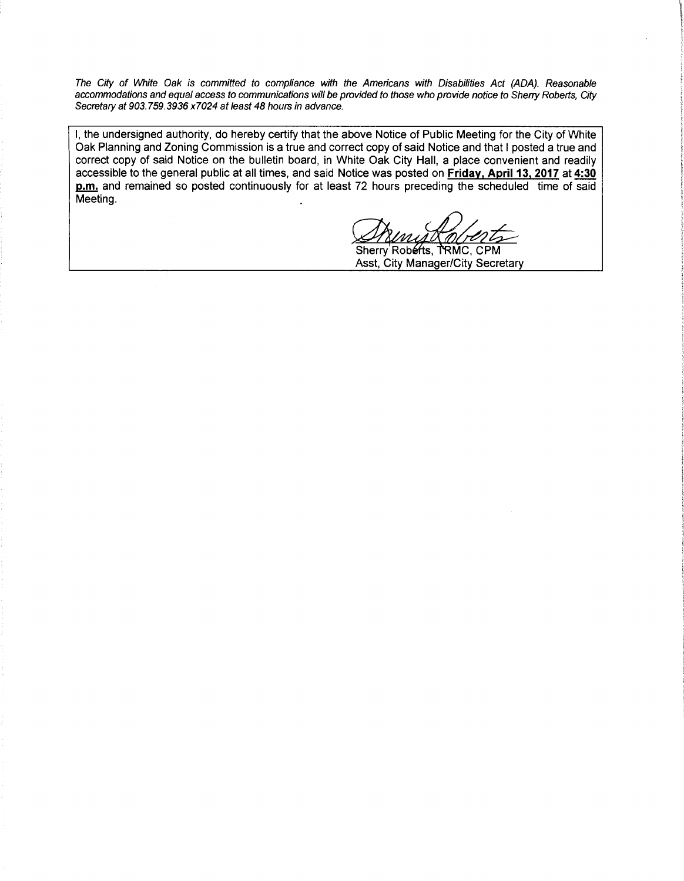*The City of White Oak is committed to compliance with the Americans with Disabilities Act (ADA). Reasonable accommodations and equal access to communications will be provided to those who provide notice to Sherry Roberts, City Secretary at 903.759.3936 x7024 at least 48 hours in advance.*

I, the undersigned authority, do hereby certify that the above Notice of Public Meeting for the City of White Oak Planning and Zoning Commission is a true and correct copy of said Notice and that I posted a true and correct copy of said Notice on the bulletin board, in White Oak City Hall, a place convenient and readily accessible to the general public at all times, and said Notice was posted on **Friday, April 13, 2017** at **4:30 p.m.** and remained so posted continuously for at least 72 hours preceding the scheduled time of said Meeting.

Sherry Roberts

Sherry Roberts, TRMC, CPM
Asst, City Manager/City Secretary